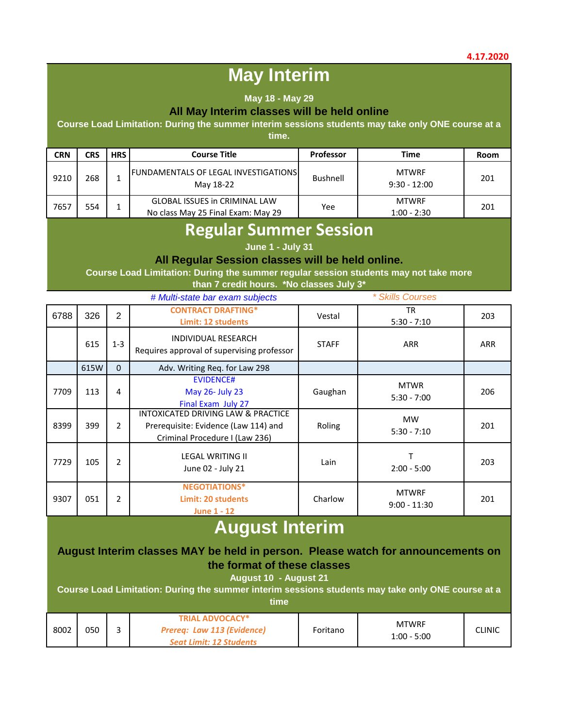4.17.2020

# May Interim

**May 18 - May 29**

**All May Interim classes will be held online**

**Course Load Limitation: During the summer interim sessions students may take only ONE course at a time.**

| CRN | CRS | HRS | Course Title | Professor | Time | Room |
|---|---|---|---|---|---|---|
| 9210 | 268 | 1 | FUNDAMENTALS OF LEGAL INVESTIGATIONS<br>May 18-22 | Bushnell | MTWRF<br>9:30 - 12:00 | 201 |
| 7657 | 554 | 1 | GLOBAL ISSUES in CRIMINAL LAW<br>No class May 25 Final Exam: May 29 | Yee | MTWRF<br>1:00 - 2:30 | 201 |

# Regular Summer Session

**June 1 - July 31**

**All Regular Session classes will be held online.**

**Course Load Limitation: During the summer regular session students may not take more than 7 credit hours. *No classes July 3***

*# Multi-state bar exam subjects* *\* Skills Courses*

| CRN | CRS | HRS | Course Title | Professor | Time | Room |
|---|---|---|---|---|---|---|
| 6788 | 326 | 2 | CONTRACT DRAFTING*<br>Limit: 12 students | Vestal | TR<br>5:30 - 7:10 | 203 |
| | 615 | 1-3 | INDIVIDUAL RESEARCH<br>Requires approval of supervising professor | STAFF | ARR | ARR |
| | 615W | 0 | Adv. Writing Req. for Law 298 | | | |
| 7709 | 113 | 4 | EVIDENCE#<br>May 26- July 23<br>Final Exam July 27 | Gaughan | MTWR<br>5:30 - 7:00 | 206 |
| 8399 | 399 | 2 | INTOXICATED DRIVING LAW & PRACTICE<br>Prerequisite: Evidence (Law 114) and Criminal Procedure I (Law 236) | Roling | MW<br>5:30 - 7:10 | 201 |
| 7729 | 105 | 2 | LEGAL WRITING II<br>June 02 - July 21 | Lain | T<br>2:00 - 5:00 | 203 |
| 9307 | 051 | 2 | NEGOTIATIONS*<br>Limit: 20 students<br>June 1 - 12 | Charlow | MTWRF<br>9:00 - 11:30 | 201 |

# August Interim

**August Interim classes MAY be held in person. Please watch for announcements on the format of these classes**

**August 10 - August 21**

**Course Load Limitation: During the summer interim sessions students may take only ONE course at a time**

| CRN | CRS | HRS | Course Title | Professor | Time | Room |
|---|---|---|---|---|---|---|
| 8002 | 050 | 3 | TRIAL ADVOCACY*<br>*Prereq: Law 113 (Evidence)*<br>*Seat Limit: 12 Students* | Foritano | MTWRF<br>1:00 - 5:00 | CLINIC |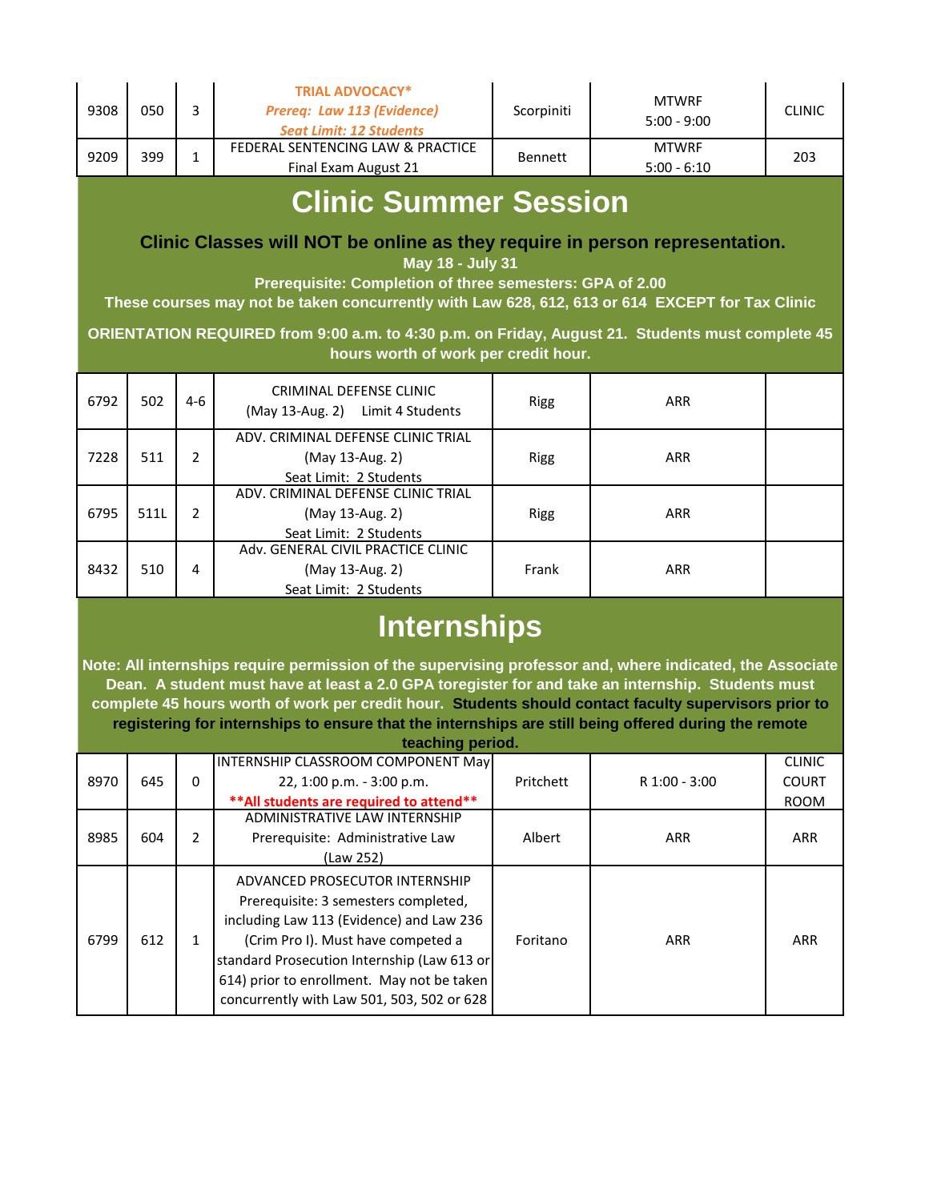| | | | | | | |
|---|---|---|---|---|---|---|
| 9308 | 050 | 3 | *TRIAL ADVOCACY** <br> *Prereq: Law 113 (Evidence)* <br> *Seat Limit: 12 Students* | Scorpiniti | MTWRF <br> 5:00 - 9:00 | CLINIC |
| 9209 | 399 | 1 | FEDERAL SENTENCING LAW & PRACTICE <br> Final Exam August 21 | Bennett | MTWRF <br> 5:00 - 6:10 | 203 |

# Clinic Summer Session

**Clinic Classes will NOT be online as they require in person representation.**

**May 18 - July 31**

**Prerequisite: Completion of three semesters: GPA of 2.00**

**These courses may not be taken concurrently with Law 628, 612, 613 or 614 EXCEPT for Tax Clinic**

**ORIENTATION REQUIRED from 9:00 a.m. to 4:30 p.m. on Friday, August 21. Students must complete 45 hours worth of work per credit hour.**

| | | | | | | |
|---|---|---|---|---|---|---|
| 6792 | 502 | 4-6 | CRIMINAL DEFENSE CLINIC <br> (May 13-Aug. 2) Limit 4 Students | Rigg | ARR | |
| 7228 | 511 | 2 | ADV. CRIMINAL DEFENSE CLINIC TRIAL <br> (May 13-Aug. 2) <br> Seat Limit: 2 Students | Rigg | ARR | |
| 6795 | 511L | 2 | ADV. CRIMINAL DEFENSE CLINIC TRIAL <br> (May 13-Aug. 2) <br> Seat Limit: 2 Students | Rigg | ARR | |
| 8432 | 510 | 4 | Adv. GENERAL CIVIL PRACTICE CLINIC <br> (May 13-Aug. 2) <br> Seat Limit: 2 Students | Frank | ARR | |

# Internships

**Note: All internships require permission of the supervising professor and, where indicated, the Associate Dean. A student must have at least a 2.0 GPA toregister for and take an internship. Students must complete 45 hours worth of work per credit hour. Students should contact faculty supervisors prior to registering for internships to ensure that the internships are still being offered during the remote teaching period.**

| | | | | | | |
|---|---|---|---|---|---|---|
| 8970 | 645 | 0 | INTERNSHIP CLASSROOM COMPONENT May 22, 1:00 p.m. - 3:00 p.m. <br> **All students are required to attend** | Pritchett | R 1:00 - 3:00 | CLINIC COURT ROOM |
| 8985 | 604 | 2 | ADMINISTRATIVE LAW INTERNSHIP <br> Prerequisite: Administrative Law (Law 252) | Albert | ARR | ARR |
| 6799 | 612 | 1 | ADVANCED PROSECUTOR INTERNSHIP <br> Prerequisite: 3 semesters completed, including Law 113 (Evidence) and Law 236 (Crim Pro I). Must have competed a standard Prosecution Internship (Law 613 or 614) prior to enrollment. May not be taken concurrently with Law 501, 503, 502 or 628 | Foritano | ARR | ARR |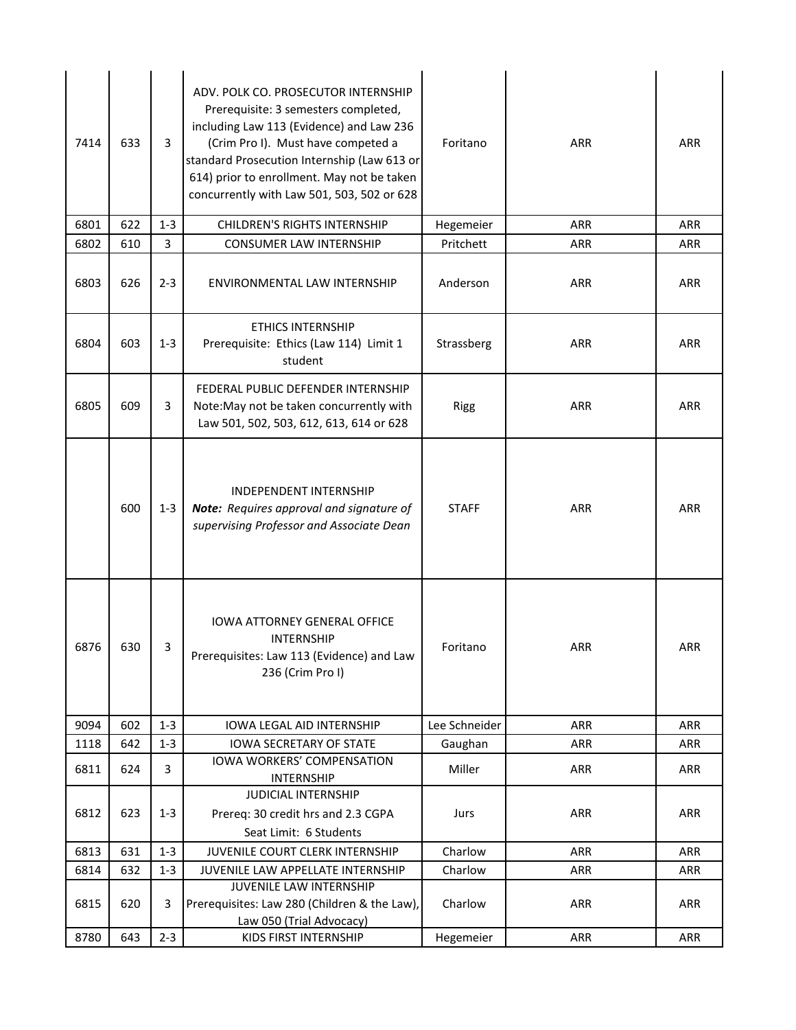| | | | | | | |
|---|---|---|---|---|---|---|
| 7414 | 633 | 3 | ADV. POLK CO. PROSECUTOR INTERNSHIP<br>Prerequisite: 3 semesters completed, including Law 113 (Evidence) and Law 236 (Crim Pro I). Must have competed a standard Prosecution Internship (Law 613 or 614) prior to enrollment. May not be taken concurrently with Law 501, 503, 502 or 628 | Foritano | ARR | ARR |
| 6801 | 622 | 1-3 | CHILDREN'S RIGHTS INTERNSHIP | Hegemeier | ARR | ARR |
| 6802 | 610 | 3 | CONSUMER LAW INTERNSHIP | Pritchett | ARR | ARR |
| 6803 | 626 | 2-3 | ENVIRONMENTAL LAW INTERNSHIP | Anderson | ARR | ARR |
| 6804 | 603 | 1-3 | ETHICS INTERNSHIP<br>Prerequisite: Ethics (Law 114) Limit 1 student | Strassberg | ARR | ARR |
| 6805 | 609 | 3 | FEDERAL PUBLIC DEFENDER INTERNSHIP<br>Note:May not be taken concurrently with Law 501, 502, 503, 612, 613, 614 or 628 | Rigg | ARR | ARR |
| | 600 | 1-3 | INDEPENDENT INTERNSHIP<br>***Note:*** *Requires approval and signature of supervising Professor and Associate Dean* | STAFF | ARR | ARR |
| 6876 | 630 | 3 | IOWA ATTORNEY GENERAL OFFICE INTERNSHIP<br>Prerequisites: Law 113 (Evidence) and Law 236 (Crim Pro I) | Foritano | ARR | ARR |
| 9094 | 602 | 1-3 | IOWA LEGAL AID INTERNSHIP | Lee Schneider | ARR | ARR |
| 1118 | 642 | 1-3 | IOWA SECRETARY OF STATE | Gaughan | ARR | ARR |
| 6811 | 624 | 3 | IOWA WORKERS' COMPENSATION INTERNSHIP | Miller | ARR | ARR |
| 6812 | 623 | 1-3 | JUDICIAL INTERNSHIP<br>Prereq: 30 credit hrs and 2.3 CGPA<br>Seat Limit: 6 Students | Jurs | ARR | ARR |
| 6813 | 631 | 1-3 | JUVENILE COURT CLERK INTERNSHIP | Charlow | ARR | ARR |
| 6814 | 632 | 1-3 | JUVENILE LAW APPELLATE INTERNSHIP | Charlow | ARR | ARR |
| 6815 | 620 | 3 | JUVENILE LAW INTERNSHIP<br>Prerequisites: Law 280 (Children & the Law), Law 050 (Trial Advocacy) | Charlow | ARR | ARR |
| 8780 | 643 | 2-3 | KIDS FIRST INTERNSHIP | Hegemeier | ARR | ARR |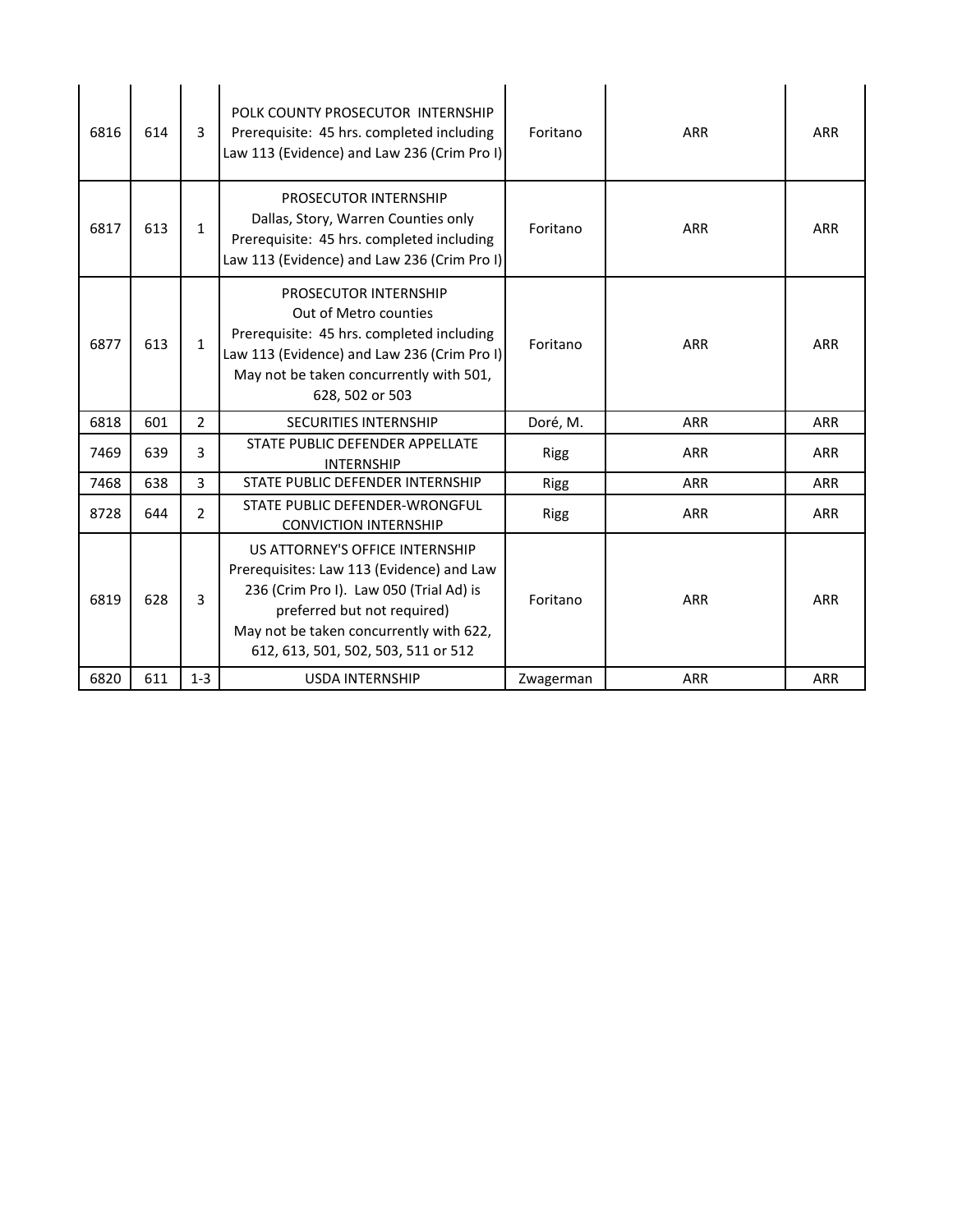| | | | | | | |
|---|---|---|---|---|---|---|
| 6816 | 614 | 3 | POLK COUNTY PROSECUTOR INTERNSHIP<br>Prerequisite: 45 hrs. completed including Law 113 (Evidence) and Law 236 (Crim Pro I) | Foritano | ARR | ARR |
| 6817 | 613 | 1 | PROSECUTOR INTERNSHIP<br>Dallas, Story, Warren Counties only<br>Prerequisite: 45 hrs. completed including Law 113 (Evidence) and Law 236 (Crim Pro I) | Foritano | ARR | ARR |
| 6877 | 613 | 1 | PROSECUTOR INTERNSHIP<br>Out of Metro counties<br>Prerequisite: 45 hrs. completed including Law 113 (Evidence) and Law 236 (Crim Pro I)<br>May not be taken concurrently with 501, 628, 502 or 503 | Foritano | ARR | ARR |
| 6818 | 601 | 2 | SECURITIES INTERNSHIP | Doré, M. | ARR | ARR |
| 7469 | 639 | 3 | STATE PUBLIC DEFENDER APPELLATE INTERNSHIP | Rigg | ARR | ARR |
| 7468 | 638 | 3 | STATE PUBLIC DEFENDER INTERNSHIP | Rigg | ARR | ARR |
| 8728 | 644 | 2 | STATE PUBLIC DEFENDER-WRONGFUL CONVICTION INTERNSHIP | Rigg | ARR | ARR |
| 6819 | 628 | 3 | US ATTORNEY'S OFFICE INTERNSHIP<br>Prerequisites: Law 113 (Evidence) and Law 236 (Crim Pro I). Law 050 (Trial Ad) is preferred but not required)<br>May not be taken concurrently with 622, 612, 613, 501, 502, 503, 511 or 512 | Foritano | ARR | ARR |
| 6820 | 611 | 1-3 | USDA INTERNSHIP | Zwagerman | ARR | ARR |